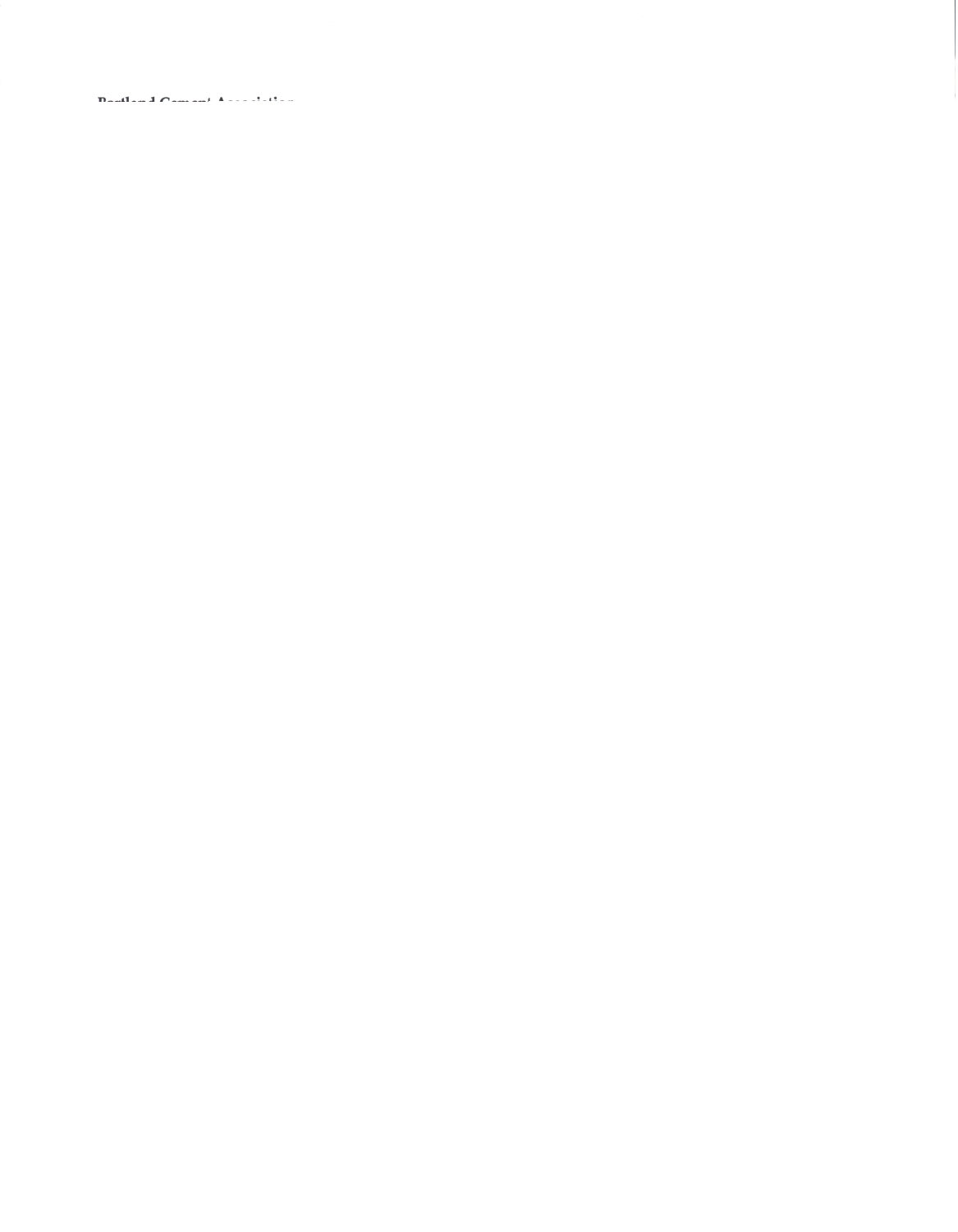**Portland Cement Association**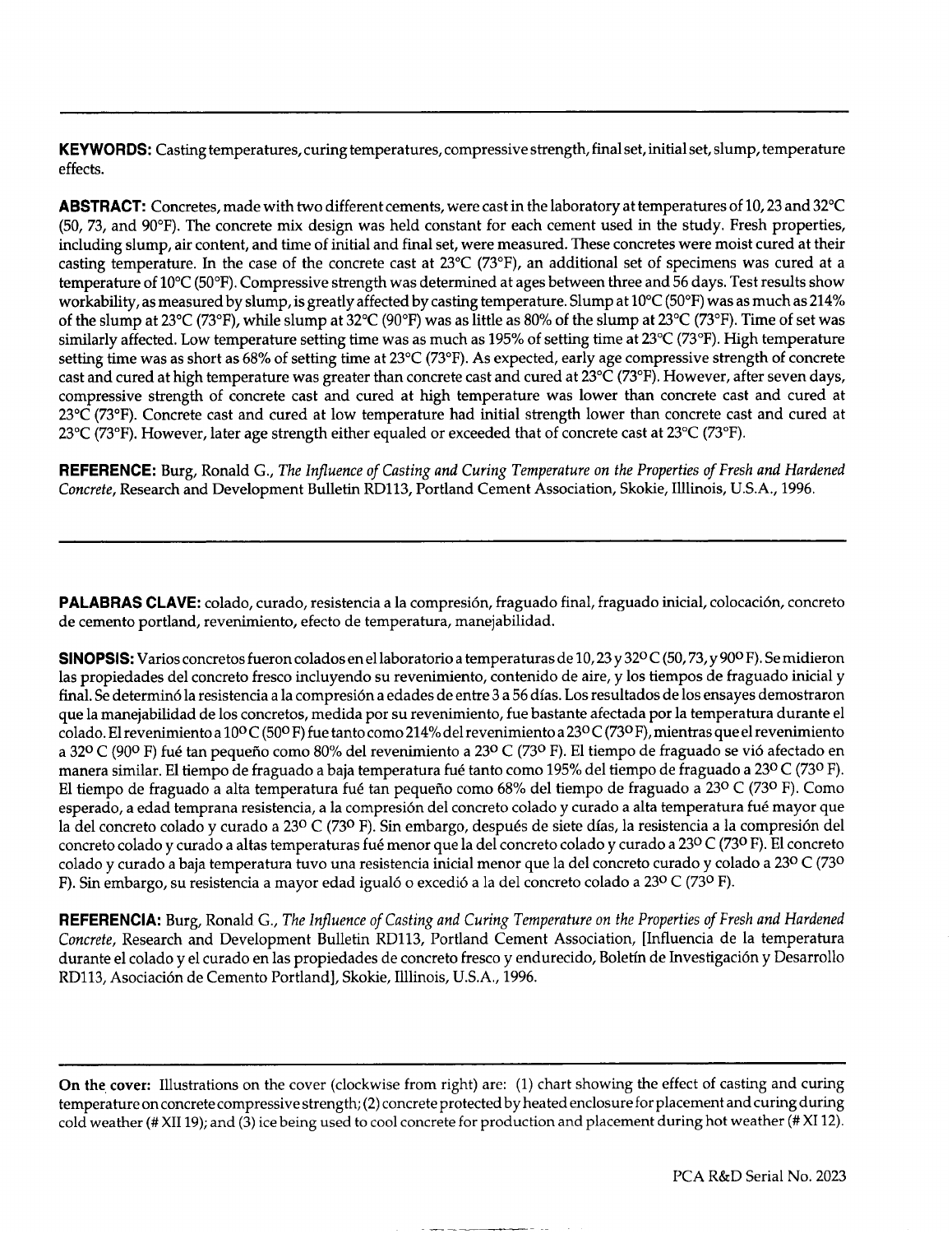**KEYWORDS:** Casting temperatures, curing temperatures, compressive strength, final set, initial set, slump, temperature effects.

**ABSTRACT:** Concretes, made with two different cements, were cast in the laboratory at temperatures of 10, 23 and 32°C (50, 73, and 90°F). The concrete mix design was held constant for each cement used in the study. Fresh properties, including slump, air content, and time of initial and final set, were measured. These concretes were moist cured at their casting temperature. In the case of the concrete cast at 23°C (73°F), an additional set of specimens was cured at a temperature of 10°C (50°F). Compressive strength was determined at ages between three and 56 days. Test results show workability, as measured by slump, is greatly affected by casting temperature. Slump at 10°C (50°F) was as much as 214% of the slump at 23°C (73°F), while slump at 32°C (90°F) was as little as 80% of the slump at 23°C (73°F). Time of set was similarly affected. Low temperature setting time was as much as 195% of setting time at 23°C (73°F). High temperature setting time was as short as 68% of setting time at 23°C (73°F). As expected, early age compressive strength of concrete cast and cured at high temperature was greater than concrete cast and cured at 23°C (73°F). However, after seven days, compressive strength of concrete cast and cured at high temperature was lower than concrete cast and cured at 23°C (73°F). Concrete cast and cured at low temperature had initial strength lower than concrete cast and cured at 23°C (73°F). However, later age strength either equaled or exceeded that of concrete cast at 23°C (73°F).

**REFERENCE:** Burg, Ronald G., *The Influence of Casting and Curing Temperature on the Properties of Fresh and Hardened Concrete*, Research and Development Bulletin RD113, Portland Cement Association, Skokie, Illlinois, U.S.A., 1996.

---

**PALABRAS CLAVE:** colado, curado, resistencia a la compresión, fraguado final, fraguado inicial, colocación, concreto de cemento portland, revenimiento, efecto de temperatura, manejabilidad.

**SINOPSIS:** Varios concretos fueron colados en el laboratorio a temperaturas de 10, 23 y 32° C (50, 73, y 90° F). Se midieron las propiedades del concreto fresco incluyendo su revenimiento, contenido de aire, y los tiempos de fraguado inicial y final. Se determinó la resistencia a la compresión a edades de entre 3 a 56 días. Los resultados de los ensayes demostraron que la manejabilidad de los concretos, medida por su revenimiento, fue bastante afectada por la temperatura durante el colado. El revenimiento a 10° C (50° F) fue tanto como 214% del revenimiento a 23° C (73° F), mientras que el revenimiento a 32° C (90° F) fué tan pequeño como 80% del revenimiento a 23° C (73° F). El tiempo de fraguado se vió afectado en manera similar. El tiempo de fraguado a baja temperatura fué tanto como 195% del tiempo de fraguado a 23° C (73° F). El tiempo de fraguado a alta temperatura fué tan pequeño como 68% del tiempo de fraguado a 23° C (73° F). Como esperado, a edad temprana resistencia, a la compresión del concreto colado y curado a alta temperatura fué mayor que la del concreto colado y curado a 23° C (73° F). Sin embargo, después de siete días, la resistencia a la compresión del concreto colado y curado a altas temperaturas fué menor que la del concreto colado y curado a 23° C (73° F). El concreto colado y curado a baja temperatura tuvo una resistencia inicial menor que la del concreto curado y colado a 23° C (73° F). Sin embargo, su resistencia a mayor edad igualó o excedió a la del concreto colado a 23° C (73° F).

**REFERENCIA:** Burg, Ronald G., *The Influence of Casting and Curing Temperature on the Properties of Fresh and Hardened Concrete*, Research and Development Bulletin RD113, Portland Cement Association, [Influencia de la temperatura durante el colado y el curado en las propiedades de concreto fresco y endurecido, Boletín de Investigación y Desarrollo RD113, Asociación de Cemento Portland], Skokie, Illinois, U.S.A., 1996.

---

**On the cover:** Illustrations on the cover (clockwise from right) are: (1) chart showing the effect of casting and curing temperature on concrete compressive strength; (2) concrete protected by heated enclosure for placement and curing during cold weather (# XII 19); and (3) ice being used to cool concrete for production and placement during hot weather (# XI 12).

PCA R&D Serial No. 2023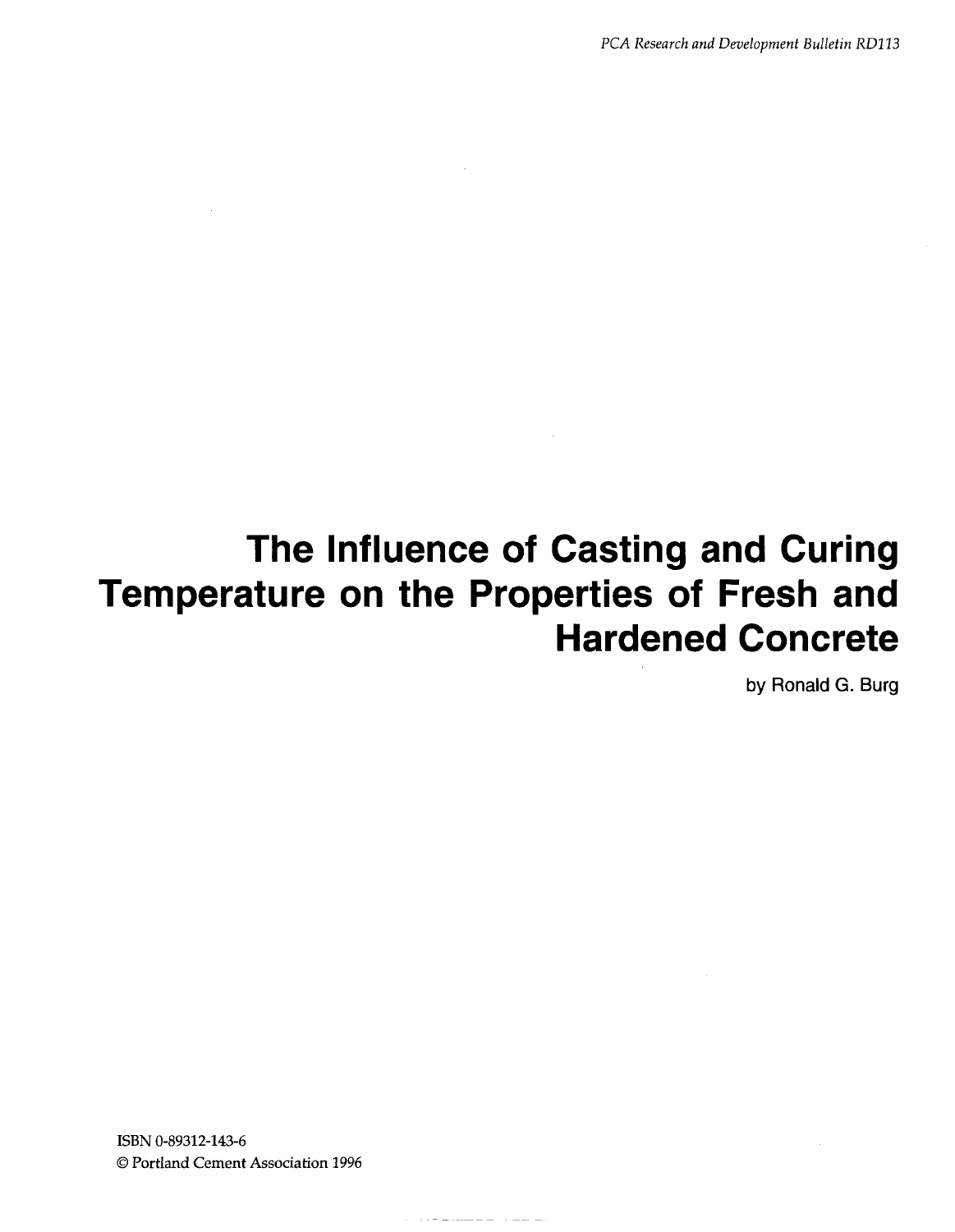# The Influence of Casting and Curing Temperature on the Properties of Fresh and Hardened Concrete

by Ronald G. Burg

ISBN 0-89312-143-6

© Portland Cement Association 1996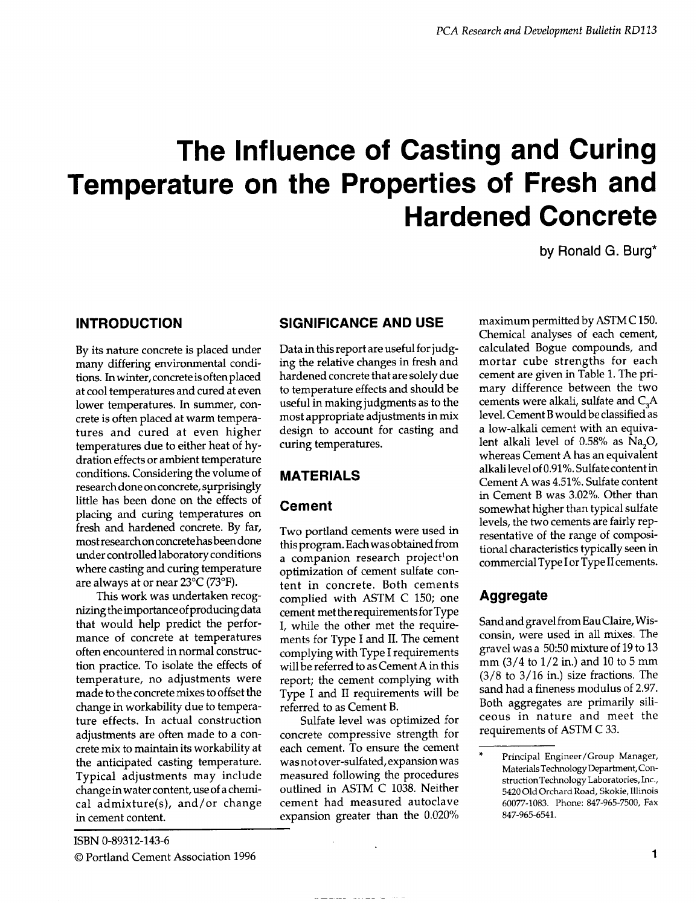# The Influence of Casting and Curing Temperature on the Properties of Fresh and Hardened Concrete

by Ronald G. Burg*

## INTRODUCTION

By its nature concrete is placed under many differing environmental conditions. In winter, concrete is often placed at cool temperatures and cured at even lower temperatures. In summer, concrete is often placed at warm temperatures and cured at even higher temperatures due to either heat of hydration effects or ambient temperature conditions. Considering the volume of research done on concrete, surprisingly little has been done on the effects of placing and curing temperatures on fresh and hardened concrete. By far, most research on concrete has been done under controlled laboratory conditions where casting and curing temperature are always at or near 23°C (73°F).

This work was undertaken recognizing the importance of producing data that would help predict the performance of concrete at temperatures often encountered in normal construction practice. To isolate the effects of temperature, no adjustments were made to the concrete mixes to offset the change in workability due to temperature effects. In actual construction adjustments are often made to a concrete mix to maintain its workability at the anticipated casting temperature. Typical adjustments may include change in water content, use of a chemical admixture(s), and/or change in cement content.

## SIGNIFICANCE AND USE

Data in this report are useful for judging the relative changes in fresh and hardened concrete that are solely due to temperature effects and should be useful in making judgments as to the most appropriate adjustments in mix design to account for casting and curing temperatures.

## MATERIALS

### Cement

Two portland cements were used in this program. Each was obtained from a companion research project[1] on optimization of cement sulfate content in concrete. Both cements complied with ASTM C 150; one cement met the requirements for Type I, while the other met the requirements for Type I and II. The cement complying with Type I requirements will be referred to as Cement A in this report; the cement complying with Type I and II requirements will be referred to as Cement B.

Sulfate level was optimized for concrete compressive strength for each cement. To ensure the cement was not over-sulfated, expansion was measured following the procedures outlined in ASTM C 1038. Neither cement had measured autoclave expansion greater than the 0.020% maximum permitted by ASTM C 150. Chemical analyses of each cement, calculated Bogue compounds, and mortar cube strengths for each cement are given in Table 1. The primary difference between the two cements were alkali, sulfate and $C_3A$ level. Cement B would be classified as a low-alkali cement with an equivalent alkali level of 0.58% as $Na_2O$, whereas Cement A has an equivalent alkali level of 0.91%. Sulfate content in Cement A was 4.51%. Sulfate content in Cement B was 3.02%. Other than somewhat higher than typical sulfate levels, the two cements are fairly representative of the range of compositional characteristics typically seen in commercial Type I or Type II cements.

### Aggregate

Sand and gravel from Eau Claire, Wisconsin, were used in all mixes. The gravel was a 50:50 mixture of 19 to 13 mm (3/4 to 1/2 in.) and 10 to 5 mm (3/8 to 3/16 in.) size fractions. The sand had a fineness modulus of 2.97. Both aggregates are primarily siliceous in nature and meet the requirements of ASTM C 33.

\* Principal Engineer/Group Manager, Materials Technology Department, Construction Technology Laboratories, Inc., 5420 Old Orchard Road, Skokie, Illinois 60077-1083. Phone: 847-965-7500, Fax 847-965-6541.

ISBN 0-89312-143-6

© Portland Cement Association 1996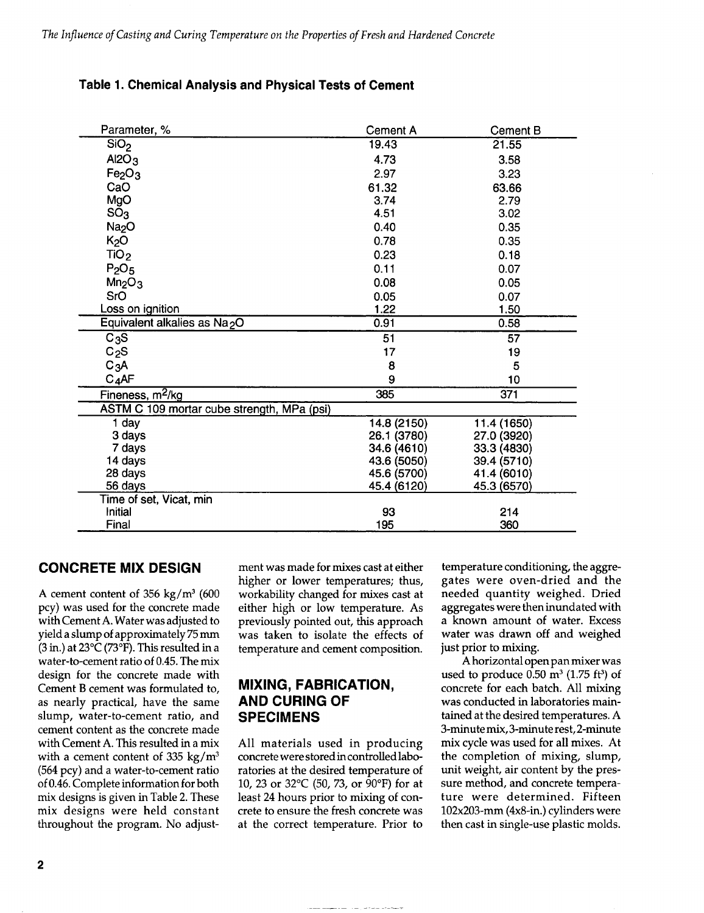**Table 1. Chemical Analysis and Physical Tests of Cement**

| Parameter, % | Cement A | Cement B |
|---|---|---|
| $SiO_2$ | 19.43 | 21.55 |
| $Al2O_3$ | 4.73 | 3.58 |
| $Fe_2O_3$ | 2.97 | 3.23 |
| CaO | 61.32 | 63.66 |
| MgO | 3.74 | 2.79 |
| $SO_3$ | 4.51 | 3.02 |
| $Na_2O$ | 0.40 | 0.35 |
| $K_2O$ | 0.78 | 0.35 |
| $TiO_2$ | 0.23 | 0.18 |
| $P_2O_5$ | 0.11 | 0.07 |
| $Mn_2O_3$ | 0.08 | 0.05 |
| SrO | 0.05 | 0.07 |
| Loss on ignition | 1.22 | 1.50 |
| Equivalent alkalies as $Na_2O$ | 0.91 | 0.58 |
| $C_3S$ | 51 | 57 |
| $C_2S$ | 17 | 19 |
| $C_3A$ | 8 | 5 |
| $C_4AF$ | 9 | 10 |
| Fineness, $m^2/kg$ | 385 | 371 |
| ASTM C 109 mortar cube strength, MPa (psi) | | |
| 1 day | 14.8 (2150) | 11.4 (1650) |
| 3 days | 26.1 (3780) | 27.0 (3920) |
| 7 days | 34.6 (4610) | 33.3 (4830) |
| 14 days | 43.6 (5050) | 39.4 (5710) |
| 28 days | 45.6 (5700) | 41.4 (6010) |
| 56 days | 45.4 (6120) | 45.3 (6570) |
| Time of set, Vicat, min | | |
| Initial | 93 | 214 |
| Final | 195 | 360 |

## CONCRETE MIX DESIGN

A cement content of 356 kg/m$^3$ (600 pcy) was used for the concrete made with Cement A. Water was adjusted to yield a slump of approximately 75 mm (3 in.) at 23°C (73°F). This resulted in a water-to-cement ratio of 0.45. The mix design for the concrete made with Cement B cement was formulated to, as nearly practical, have the same slump, water-to-cement ratio, and cement content as the concrete made with Cement A. This resulted in a mix with a cement content of 335 kg/m$^3$ (564 pcy) and a water-to-cement ratio of 0.46. Complete information for both mix designs is given in Table 2. These mix designs were held constant throughout the program. No adjustment was made for mixes cast at either higher or lower temperatures; thus, workability changed for mixes cast at either high or low temperature. As previously pointed out, this approach was taken to isolate the effects of temperature and cement composition.

## MIXING, FABRICATION, AND CURING OF SPECIMENS

All materials used in producing concrete were stored in controlled laboratories at the desired temperature of 10, 23 or 32°C (50, 73, or 90°F) for at least 24 hours prior to mixing of concrete to ensure the fresh concrete was at the correct temperature. Prior to temperature conditioning, the aggregates were oven-dried and the needed quantity weighed. Dried aggregates were then inundated with a known amount of water. Excess water was drawn off and weighed just prior to mixing.

A horizontal open pan mixer was used to produce 0.50 m$^3$ (1.75 ft$^3$) of concrete for each batch. All mixing was conducted in laboratories maintained at the desired temperatures. A 3-minute mix, 3-minute rest, 2-minute mix cycle was used for all mixes. At the completion of mixing, slump, unit weight, air content by the pressure method, and concrete temperature were determined. Fifteen 102x203-mm (4x8-in.) cylinders were then cast in single-use plastic molds.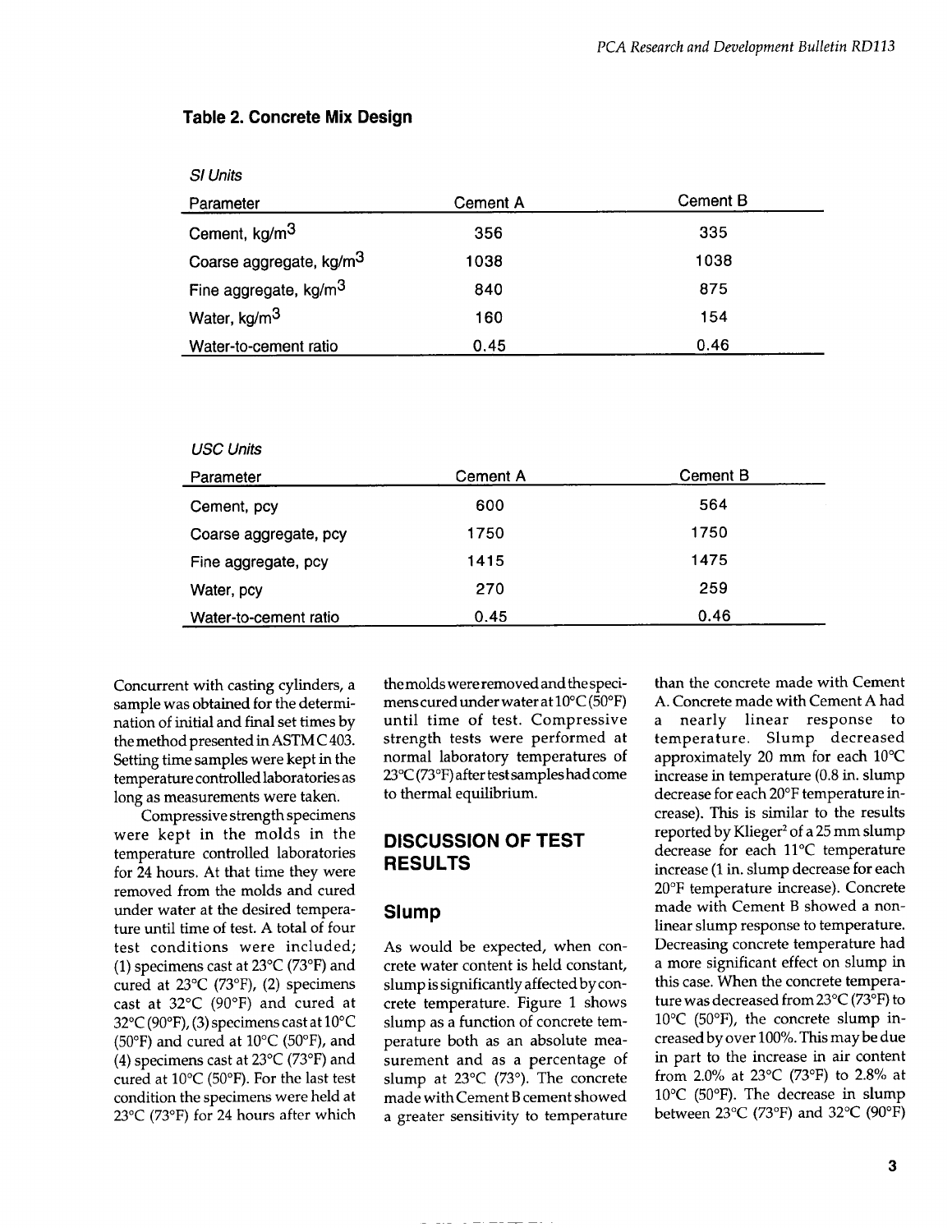**Table 2. Concrete Mix Design**

*SI Units*

| Parameter | Cement A | Cement B |
|---|---|---|
| Cement, kg/m$^3$ | 356 | 335 |
| Coarse aggregate, kg/m$^3$ | 1038 | 1038 |
| Fine aggregate, kg/m$^3$ | 840 | 875 |
| Water, kg/m$^3$ | 160 | 154 |
| Water-to-cement ratio | 0.45 | 0.46 |

*USC Units*

| Parameter | Cement A | Cement B |
|---|---|---|
| Cement, pcy | 600 | 564 |
| Coarse aggregate, pcy | 1750 | 1750 |
| Fine aggregate, pcy | 1415 | 1475 |
| Water, pcy | 270 | 259 |
| Water-to-cement ratio | 0.45 | 0.46 |

Concurrent with casting cylinders, a sample was obtained for the determination of initial and final set times by the method presented in ASTM C 403. Setting time samples were kept in the temperature controlled laboratories as long as measurements were taken.

Compressive strength specimens were kept in the molds in the temperature controlled laboratories for 24 hours. At that time they were removed from the molds and cured under water at the desired temperature until time of test. A total of four test conditions were included; (1) specimens cast at 23°C (73°F) and cured at 23°C (73°F), (2) specimens cast at 32°C (90°F) and cured at 32°C (90°F), (3) specimens cast at 10°C (50°F) and cured at 10°C (50°F), and (4) specimens cast at 23°C (73°F) and cured at 10°C (50°F). For the last test condition the specimens were held at 23°C (73°F) for 24 hours after which the molds were removed and the specimens cured under water at 10°C (50°F) until time of test. Compressive strength tests were performed at normal laboratory temperatures of 23°C (73°F) after test samples had come to thermal equilibrium.

## DISCUSSION OF TEST RESULTS

### Slump

As would be expected, when concrete water content is held constant, slump is significantly affected by concrete temperature. Figure 1 shows slump as a function of concrete temperature both as an absolute measurement and as a percentage of slump at 23°C (73°). The concrete made with Cement B cement showed a greater sensitivity to temperature than the concrete made with Cement A. Concrete made with Cement A had a nearly linear response to temperature. Slump decreased approximately 20 mm for each 10°C increase in temperature (0.8 in. slump decrease for each 20°F temperature increase). This is similar to the results reported by Klieger[2] of a 25 mm slump decrease for each 11°C temperature increase (1 in. slump decrease for each 20°F temperature increase). Concrete made with Cement B showed a nonlinear slump response to temperature. Decreasing concrete temperature had a more significant effect on slump in this case. When the concrete temperature was decreased from 23°C (73°F) to 10°C (50°F), the concrete slump increased by over 100%. This may be due in part to the increase in air content from 2.0% at 23°C (73°F) to 2.8% at 10°C (50°F). The decrease in slump between 23°C (73°F) and 32°C (90°F)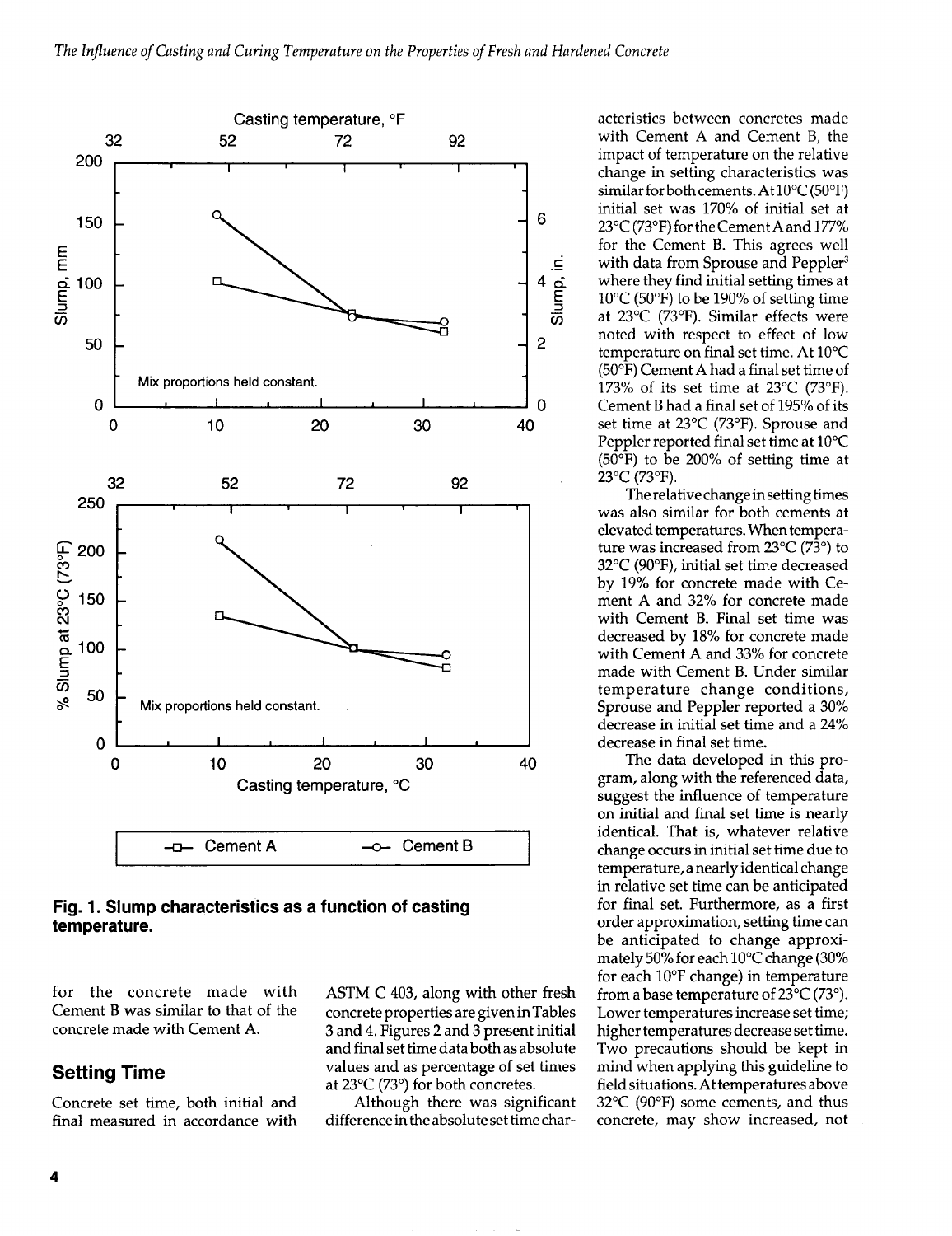Fig. 1. Slump characteristics as a function of casting temperature.

for the concrete made with Cement B was similar to that of the concrete made with Cement A.

## Setting Time

Concrete set time, both initial and final measured in accordance with ASTM C 403, along with other fresh concrete properties are given in Tables 3 and 4. Figures 2 and 3 present initial and final set time data both as absolute values and as percentage of set times at 23°C (73°) for both concretes.

Although there was significant difference in the absolute set time characteristics between concretes made with Cement A and Cement B, the impact of temperature on the relative change in setting characteristics was similar for both cements. At 10°C (50°F) initial set was 170% of initial set at 23°C (73°F) for the Cement A and 177% for the Cement B. This agrees well with data from Sprouse and Peppler[3] where they find initial setting times at 10°C (50°F) to be 190% of setting time at 23°C (73°F). Similar effects were noted with respect to effect of low temperature on final set time. At 10°C (50°F) Cement A had a final set time of 173% of its set time at 23°C (73°F). Cement B had a final set of 195% of its set time at 23°C (73°F). Sprouse and Peppler reported final set time at 10°C (50°F) to be 200% of setting time at 23°C (73°F).

The relative change in setting times was also similar for both cements at elevated temperatures. When temperature was increased from 23°C (73°) to 32°C (90°F), initial set time decreased by 19% for concrete made with Cement A and 32% for concrete made with Cement B. Final set time was decreased by 18% for concrete made with Cement A and 33% for concrete made with Cement B. Under similar temperature change conditions, Sprouse and Peppler reported a 30% decrease in initial set time and a 24% decrease in final set time.

The data developed in this program, along with the referenced data, suggest the influence of temperature on initial and final set time is nearly identical. That is, whatever relative change occurs in initial set time due to temperature, a nearly identical change in relative set time can be anticipated for final set. Furthermore, as a first order approximation, setting time can be anticipated to change approximately 50% for each 10°C change (30% for each 10°F change) in temperature from a base temperature of 23°C (73°). Lower temperatures increase set time; higher temperatures decrease set time. Two precautions should be kept in mind when applying this guideline to field situations. At temperatures above 32°C (90°F) some cements, and thus concrete, may show increased, not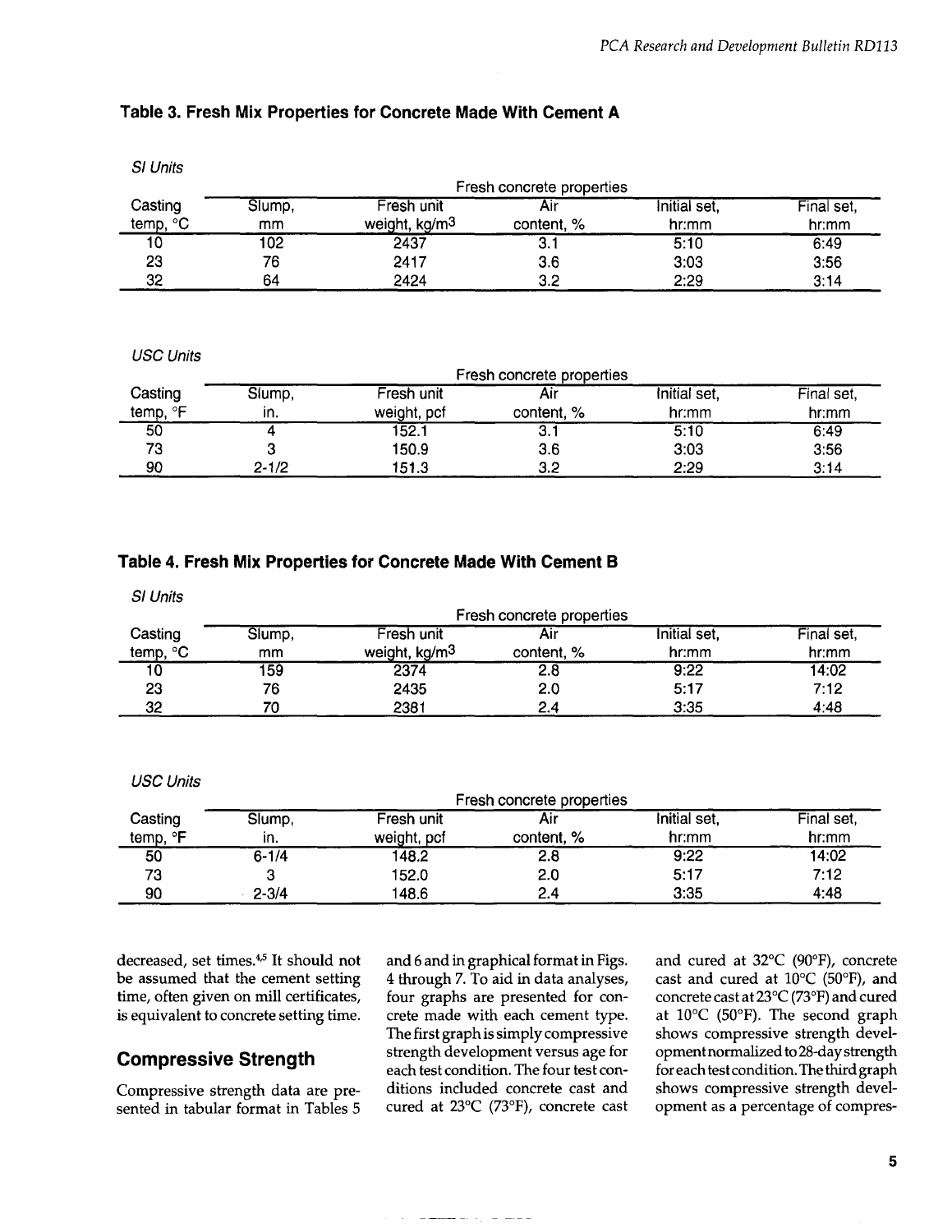### Table 3. Fresh Mix Properties for Concrete Made With Cement A

*SI Units*

| Casting temp, °C | Fresh concrete properties | | | | |
|---|---|---|---|---|---|
| | Slump, mm | Fresh unit weight, kg/m$^3$ | Air content, % | Initial set, hr:mm | Final set, hr:mm |
| 10 | 102 | 2437 | 3.1 | 5:10 | 6:49 |
| 23 | 76 | 2417 | 3.6 | 3:03 | 3:56 |
| 32 | 64 | 2424 | 3.2 | 2:29 | 3:14 |

*USC Units*

| Casting temp, °F | Fresh concrete properties | | | | |
|---|---|---|---|---|---|
| | Slump, in. | Fresh unit weight, pcf | Air content, % | Initial set, hr:mm | Final set, hr:mm |
| 50 | 4 | 152.1 | 3.1 | 5:10 | 6:49 |
| 73 | 3 | 150.9 | 3.6 | 3:03 | 3:56 |
| 90 | 2-1/2 | 151.3 | 3.2 | 2:29 | 3:14 |

### Table 4. Fresh Mix Properties for Concrete Made With Cement B

*SI Units*

| Casting temp, °C | Fresh concrete properties | | | | |
|---|---|---|---|---|---|
| | Slump, mm | Fresh unit weight, kg/m$^3$ | Air content, % | Initial set, hr:mm | Final set, hr:mm |
| 10 | 159 | 2374 | 2.8 | 9:22 | 14:02 |
| 23 | 76 | 2435 | 2.0 | 5:17 | 7:12 |
| 32 | 70 | 2381 | 2.4 | 3:35 | 4:48 |

*USC Units*

| Casting temp, °F | Fresh concrete properties | | | | |
|---|---|---|---|---|---|
| | Slump, in. | Fresh unit weight, pcf | Air content, % | Initial set, hr:mm | Final set, hr:mm |
| 50 | 6-1/4 | 148.2 | 2.8 | 9:22 | 14:02 |
| 73 | 3 | 152.0 | 2.0 | 5:17 | 7:12 |
| 90 | 2-3/4 | 148.6 | 2.4 | 3:35 | 4:48 |

decreased, set times.[4,5] It should not be assumed that the cement setting time, often given on mill certificates, is equivalent to concrete setting time.

## Compressive Strength

Compressive strength data are presented in tabular format in Tables 5 and 6 and in graphical format in Figs. 4 through 7. To aid in data analyses, four graphs are presented for concrete made with each cement type. The first graph is simply compressive strength development versus age for each test condition. The four test conditions included concrete cast and cured at 23°C (73°F), concrete cast and cured at 32°C (90°F), concrete cast and cured at 10°C (50°F), and concrete cast at 23°C (73°F) and cured at 10°C (50°F). The second graph shows compressive strength development normalized to 28-day strength for each test condition. The third graph shows compressive strength development as a percentage of compres-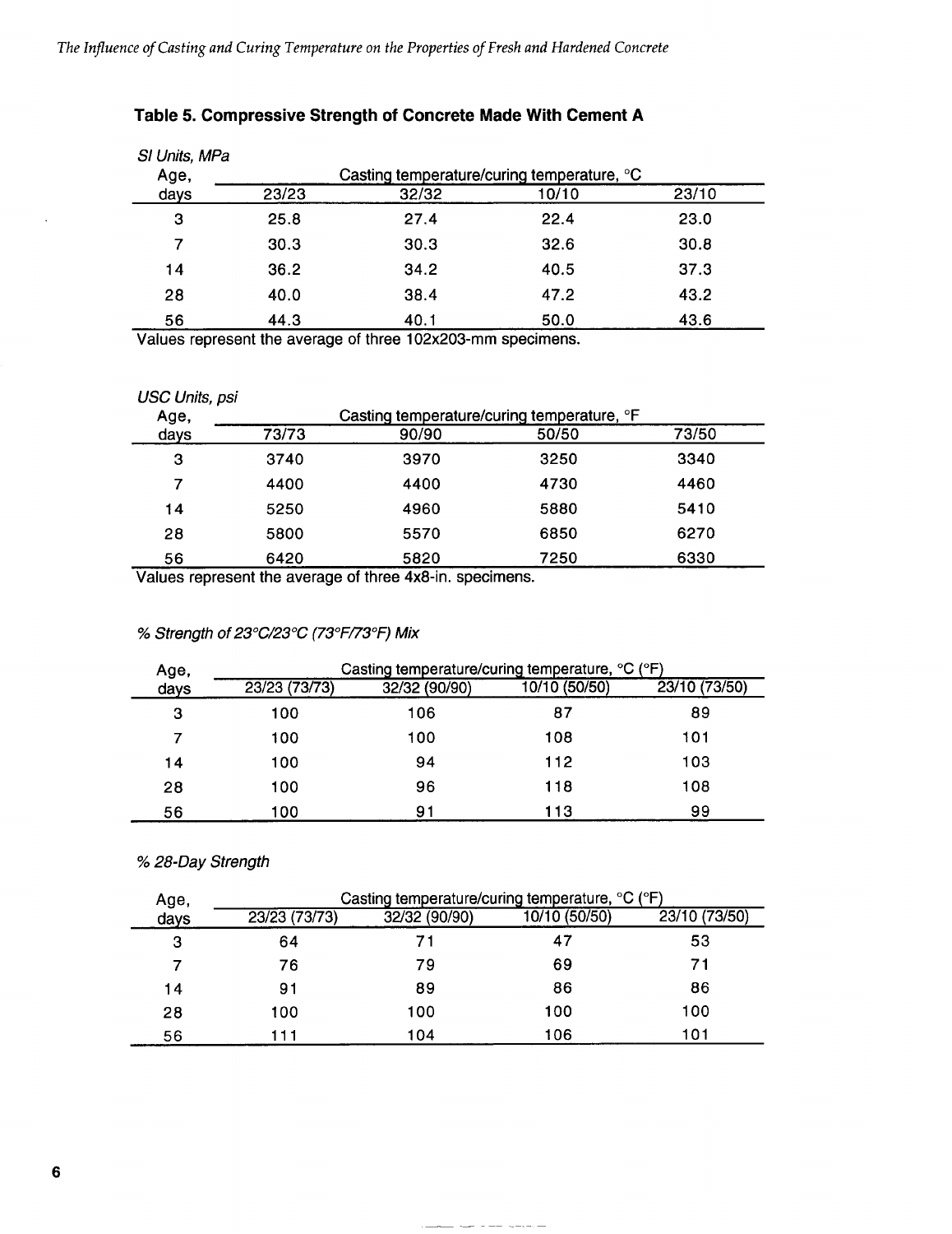### Table 5. Compressive Strength of Concrete Made With Cement A

*SI Units, MPa*

| Age, days | Casting temperature/curing temperature, °C | | | |
|---|---|---|---|---|
| | 23/23 | 32/32 | 10/10 | 23/10 |
| 3 | 25.8 | 27.4 | 22.4 | 23.0 |
| 7 | 30.3 | 30.3 | 32.6 | 30.8 |
| 14 | 36.2 | 34.2 | 40.5 | 37.3 |
| 28 | 40.0 | 38.4 | 47.2 | 43.2 |
| 56 | 44.3 | 40.1 | 50.0 | 43.6 |

Values represent the average of three 102x203-mm specimens.

*USC Units, psi*

| Age, days | Casting temperature/curing temperature, °F | | | |
|---|---|---|---|---|
| | 73/73 | 90/90 | 50/50 | 73/50 |
| 3 | 3740 | 3970 | 3250 | 3340 |
| 7 | 4400 | 4400 | 4730 | 4460 |
| 14 | 5250 | 4960 | 5880 | 5410 |
| 28 | 5800 | 5570 | 6850 | 6270 |
| 56 | 6420 | 5820 | 7250 | 6330 |

Values represent the average of three 4x8-in. specimens.

*% Strength of 23°C/23°C (73°F/73°F) Mix*

| Age, days | Casting temperature/curing temperature, °C (°F) | | | |
|---|---|---|---|---|
| | 23/23 (73/73) | 32/32 (90/90) | 10/10 (50/50) | 23/10 (73/50) |
| 3 | 100 | 106 | 87 | 89 |
| 7 | 100 | 100 | 108 | 101 |
| 14 | 100 | 94 | 112 | 103 |
| 28 | 100 | 96 | 118 | 108 |
| 56 | 100 | 91 | 113 | 99 |

*% 28-Day Strength*

| Age, days | Casting temperature/curing temperature, °C (°F) | | | |
|---|---|---|---|---|
| | 23/23 (73/73) | 32/32 (90/90) | 10/10 (50/50) | 23/10 (73/50) |
| 3 | 64 | 71 | 47 | 53 |
| 7 | 76 | 79 | 69 | 71 |
| 14 | 91 | 89 | 86 | 86 |
| 28 | 100 | 100 | 100 | 100 |
| 56 | 111 | 104 | 106 | 101 |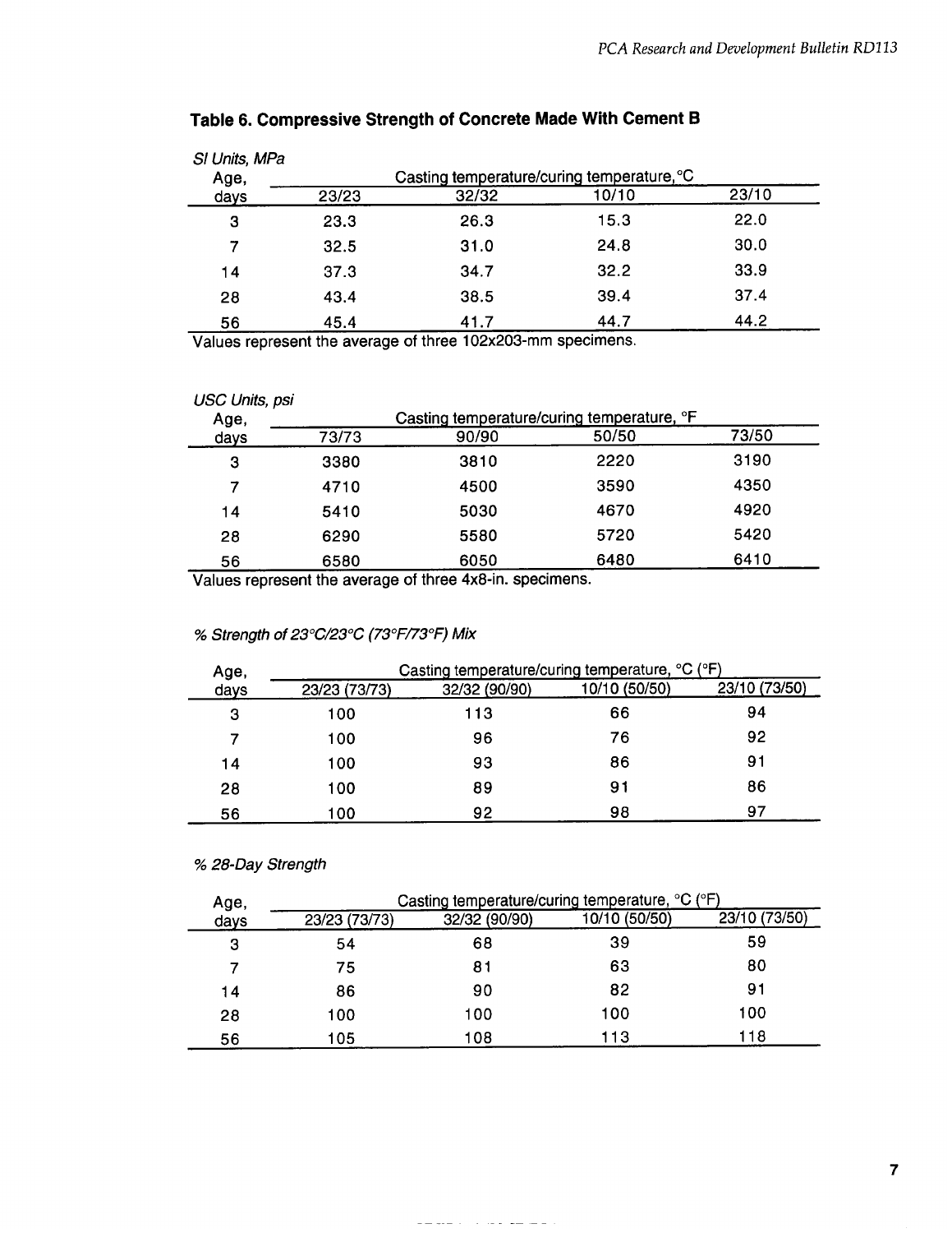**Table 6. Compressive Strength of Concrete Made With Cement B**

*SI Units, MPa*

| Age, days | Casting temperature/curing temperature, °C | | | |
|---|---|---|---|---|
| | 23/23 | 32/32 | 10/10 | 23/10 |
| 3 | 23.3 | 26.3 | 15.3 | 22.0 |
| 7 | 32.5 | 31.0 | 24.8 | 30.0 |
| 14 | 37.3 | 34.7 | 32.2 | 33.9 |
| 28 | 43.4 | 38.5 | 39.4 | 37.4 |
| 56 | 45.4 | 41.7 | 44.7 | 44.2 |

Values represent the average of three 102x203-mm specimens.

*USC Units, psi*

| Age, days | Casting temperature/curing temperature, °F | | | |
|---|---|---|---|---|
| | 73/73 | 90/90 | 50/50 | 73/50 |
| 3 | 3380 | 3810 | 2220 | 3190 |
| 7 | 4710 | 4500 | 3590 | 4350 |
| 14 | 5410 | 5030 | 4670 | 4920 |
| 28 | 6290 | 5580 | 5720 | 5420 |
| 56 | 6580 | 6050 | 6480 | 6410 |

Values represent the average of three 4x8-in. specimens.

*% Strength of 23°C/23°C (73°F/73°F) Mix*

| Age, days | Casting temperature/curing temperature, °C (°F) | | | |
|---|---|---|---|---|
| | 23/23 (73/73) | 32/32 (90/90) | 10/10 (50/50) | 23/10 (73/50) |
| 3 | 100 | 113 | 66 | 94 |
| 7 | 100 | 96 | 76 | 92 |
| 14 | 100 | 93 | 86 | 91 |
| 28 | 100 | 89 | 91 | 86 |
| 56 | 100 | 92 | 98 | 97 |

*% 28-Day Strength*

| Age, days | Casting temperature/curing temperature, °C (°F) | | | |
|---|---|---|---|---|
| | 23/23 (73/73) | 32/32 (90/90) | 10/10 (50/50) | 23/10 (73/50) |
| 3 | 54 | 68 | 39 | 59 |
| 7 | 75 | 81 | 63 | 80 |
| 14 | 86 | 90 | 82 | 91 |
| 28 | 100 | 100 | 100 | 100 |
| 56 | 105 | 108 | 113 | 118 |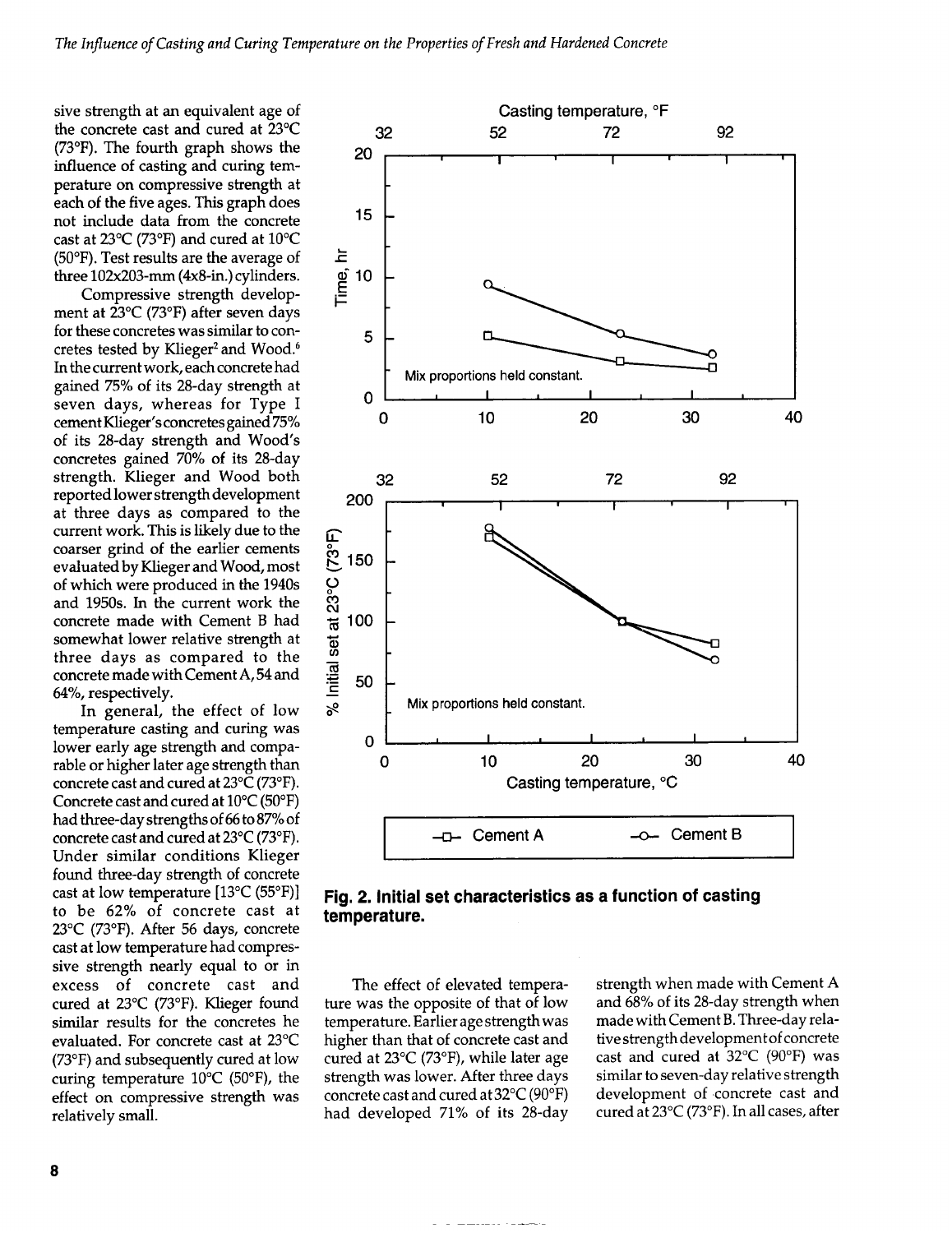sive strength at an equivalent age of the concrete cast and cured at 23°C (73°F). The fourth graph shows the influence of casting and curing temperature on compressive strength at each of the five ages. This graph does not include data from the concrete cast at 23°C (73°F) and cured at 10°C (50°F). Test results are the average of three 102x203-mm (4x8-in.) cylinders.

Compressive strength development at 23°C (73°F) after seven days for these concretes was similar to concretes tested by Klieger[2] and Wood.[6] In the current work, each concrete had gained 75% of its 28-day strength at seven days, whereas for Type I cement Klieger's concretes gained 75% of its 28-day strength and Wood's concretes gained 70% of its 28-day strength. Klieger and Wood both reported lower strength development at three days as compared to the current work. This is likely due to the coarser grind of the earlier cements evaluated by Klieger and Wood, most of which were produced in the 1940s and 1950s. In the current work the concrete made with Cement B had somewhat lower relative strength at three days as compared to the concrete made with Cement A, 54 and 64%, respectively.

In general, the effect of low temperature casting and curing was lower early age strength and comparable or higher later age strength than concrete cast and cured at 23°C (73°F). Concrete cast and cured at 10°C (50°F) had three-day strengths of 66 to 87% of concrete cast and cured at 23°C (73°F). Under similar conditions Klieger found three-day strength of concrete cast at low temperature [13°C (55°F)] to be 62% of concrete cast at 23°C (73°F). After 56 days, concrete cast at low temperature had compressive strength nearly equal to or in excess of concrete cast and cured at 23°C (73°F). Klieger found similar results for the concretes he evaluated. For concrete cast at 23°C (73°F) and subsequently cured at low curing temperature 10°C (50°F), the effect on compressive strength was relatively small.

**Fig. 2. Initial set characteristics as a function of casting temperature.**

The effect of elevated temperature was the opposite of that of low temperature. Earlier age strength was higher than that of concrete cast and cured at 23°C (73°F), while later age strength was lower. After three days concrete cast and cured at 32°C (90°F) had developed 71% of its 28-day strength when made with Cement A and 68% of its 28-day strength when made with Cement B. Three-day relative strength development of concrete cast and cured at 32°C (90°F) was similar to seven-day relative strength development of concrete cast and cured at 23°C (73°F). In all cases, after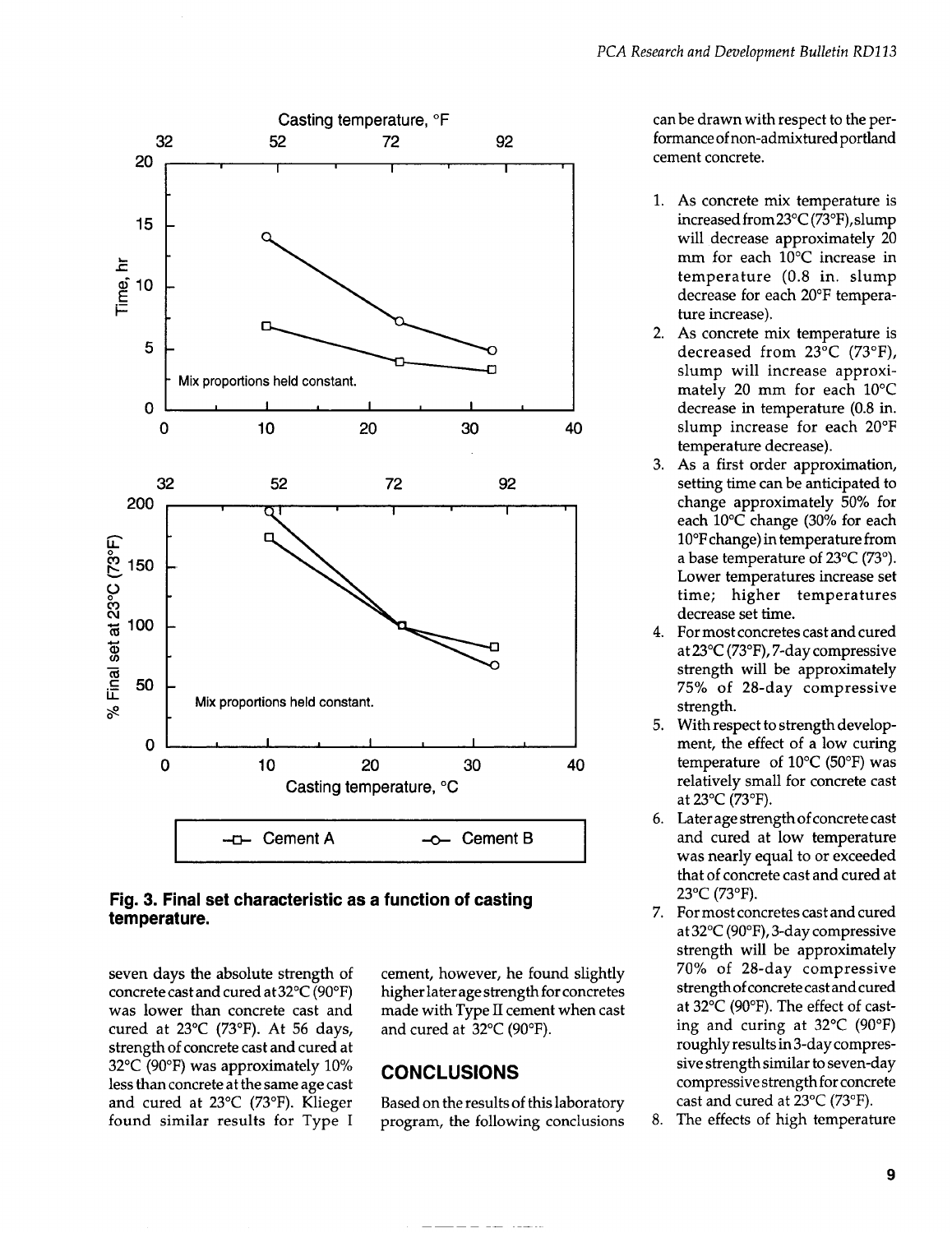Fig. 3. Final set characteristic as a function of casting temperature.

seven days the absolute strength of concrete cast and cured at 32°C (90°F) was lower than concrete cast and cured at 23°C (73°F). At 56 days, strength of concrete cast and cured at 32°C (90°F) was approximately 10% less than concrete at the same age cast and cured at 23°C (73°F). Klieger found similar results for Type I cement, however, he found slightly higher later age strength for concretes made with Type II cement when cast and cured at 32°C (90°F).

## CONCLUSIONS

Based on the results of this laboratory program, the following conclusions can be drawn with respect to the performance of non-admixtured portland cement concrete.

1. As concrete mix temperature is increased from 23°C (73°F), slump will decrease approximately 20 mm for each 10°C increase in temperature (0.8 in. slump decrease for each 20°F temperature increase).
2. As concrete mix temperature is decreased from 23°C (73°F), slump will increase approximately 20 mm for each 10°C decrease in temperature (0.8 in. slump increase for each 20°F temperature decrease).
3. As a first order approximation, setting time can be anticipated to change approximately 50% for each 10°C change (30% for each 10°F change) in temperature from a base temperature of 23°C (73°). Lower temperatures increase set time; higher temperatures decrease set time.
4. For most concretes cast and cured at 23°C (73°F), 7-day compressive strength will be approximately 75% of 28-day compressive strength.
5. With respect to strength development, the effect of a low curing temperature of 10°C (50°F) was relatively small for concrete cast at 23°C (73°F).
6. Later age strength of concrete cast and cured at low temperature was nearly equal to or exceeded that of concrete cast and cured at 23°C (73°F).
7. For most concretes cast and cured at 32°C (90°F), 3-day compressive strength will be approximately 70% of 28-day compressive strength of concrete cast and cured at 32°C (90°F). The effect of casting and curing at 32°C (90°F) roughly results in 3-day compressive strength similar to seven-day compressive strength for concrete cast and cured at 23°C (73°F).
8. The effects of high temperature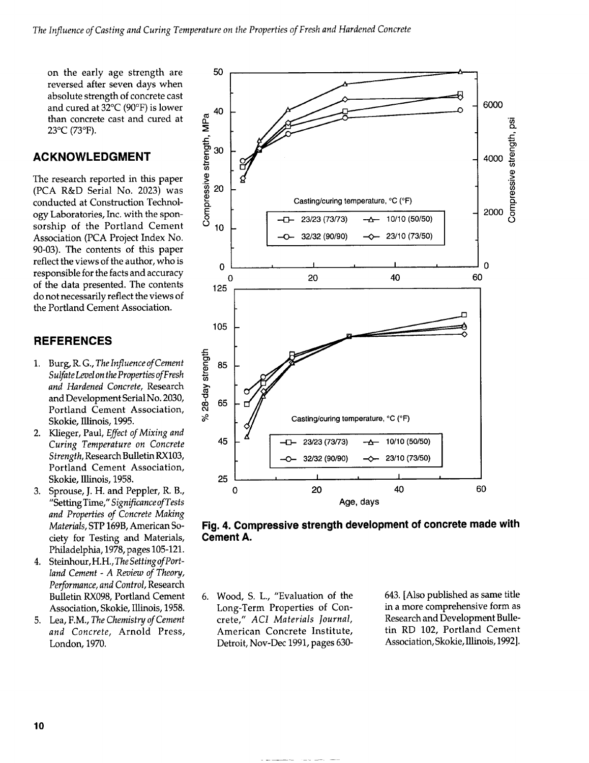on the early age strength are reversed after seven days when absolute strength of concrete cast and cured at 32°C (90°F) is lower than concrete cast and cured at 23°C (73°F).

## ACKNOWLEDGMENT

The research reported in this paper (PCA R&D Serial No. 2023) was conducted at Construction Technology Laboratories, Inc. with the sponsorship of the Portland Cement Association (PCA Project Index No. 90-03). The contents of this paper reflect the views of the author, who is responsible for the facts and accuracy of the data presented. The contents do not necessarily reflect the views of the Portland Cement Association.

## REFERENCES

1. Burg, R. G., *The Influence of Cement Sulfate Level on the Properties of Fresh and Hardened Concrete*, Research and Development Serial No. 2030, Portland Cement Association, Skokie, Illinois, 1995.
2. Klieger, Paul, *Effect of Mixing and Curing Temperature on Concrete Strength*, Research Bulletin RX103, Portland Cement Association, Skokie, Illinois, 1958.
3. Sprouse, J. H. and Peppler, R. B., "Setting Time," *Significance of Tests and Properties of Concrete Making Materials*, STP 169B, American Society for Testing and Materials, Philadelphia, 1978, pages 105-121.
4. Steinhour, H.H., *The Setting of Portland Cement - A Review of Theory, Performance, and Control*, Research Bulletin RX098, Portland Cement Association, Skokie, Illinois, 1958.
5. Lea, F.M., *The Chemistry of Cement and Concrete*, Arnold Press, London, 1970.
6. Wood, S. L., "Evaluation of the Long-Term Properties of Concrete," *ACI Materials Journal*, American Concrete Institute, Detroit, Nov-Dec 1991, pages 630-643. [Also published as same title in a more comprehensive form as Research and Development Bulletin RD 102, Portland Cement Association, Skokie, Illinois, 1992].

**Fig. 4. Compressive strength development of concrete made with Cement A.**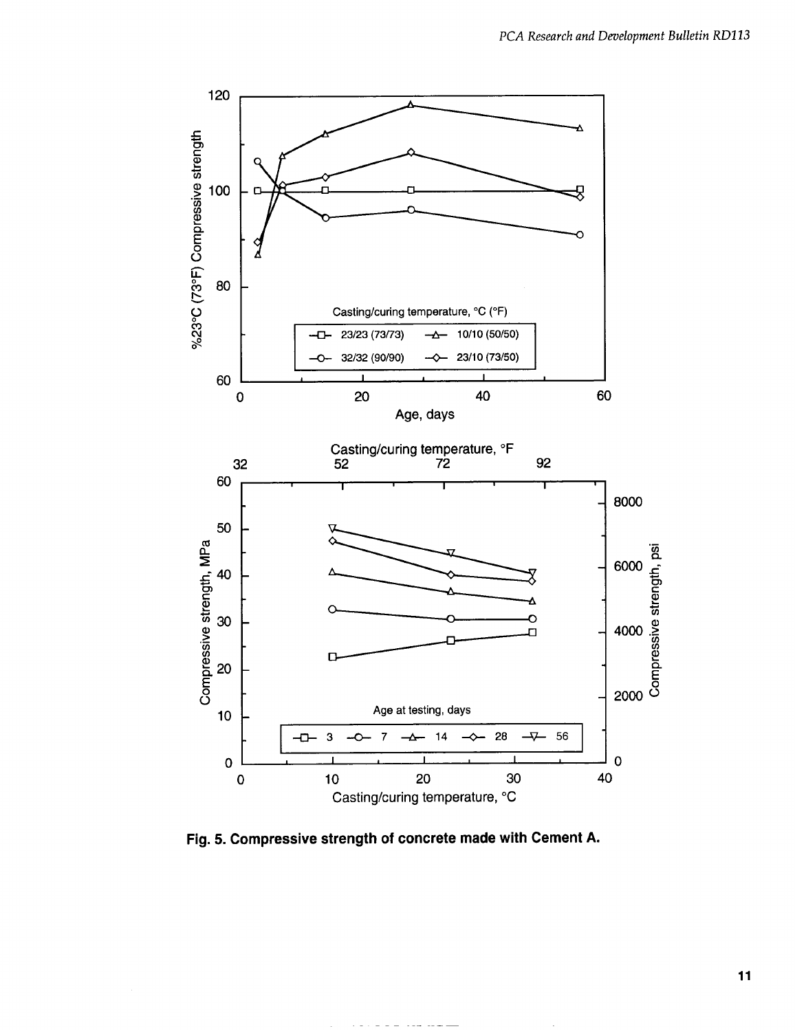Fig. 5. Compressive strength of concrete made with Cement A.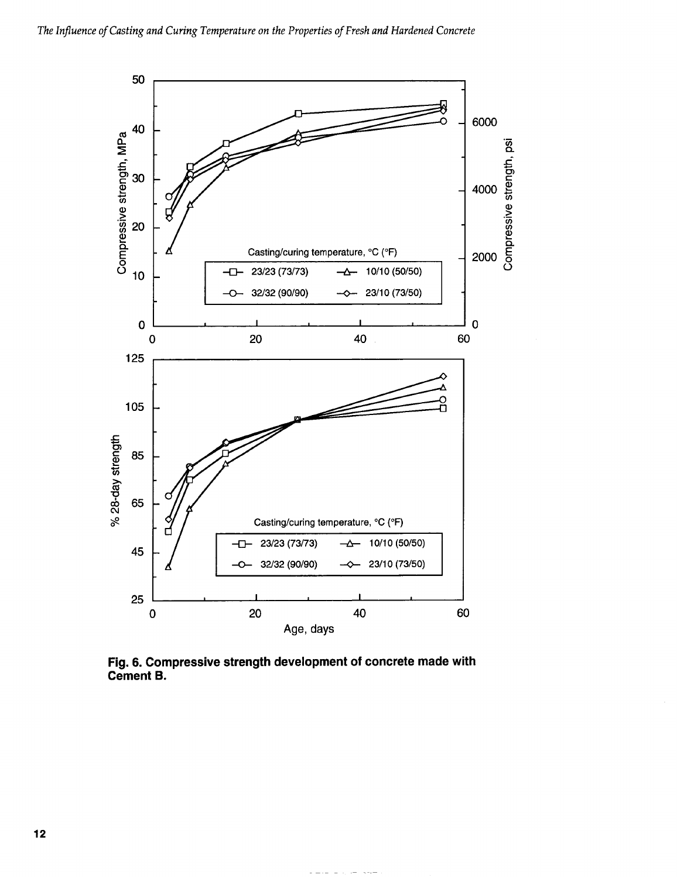**Fig. 6. Compressive strength development of concrete made with Cement B.**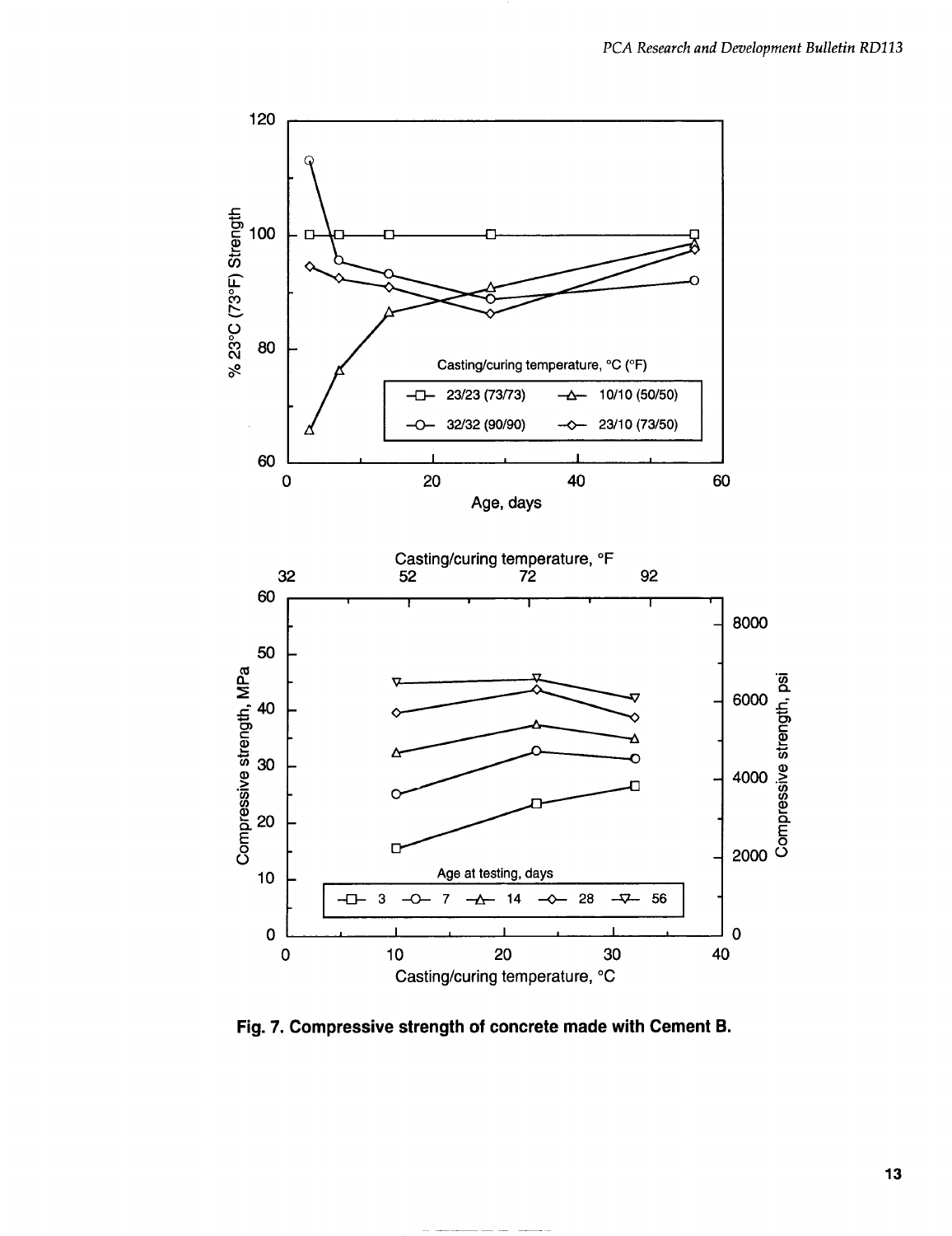Fig. 7. Compressive strength of concrete made with Cement B.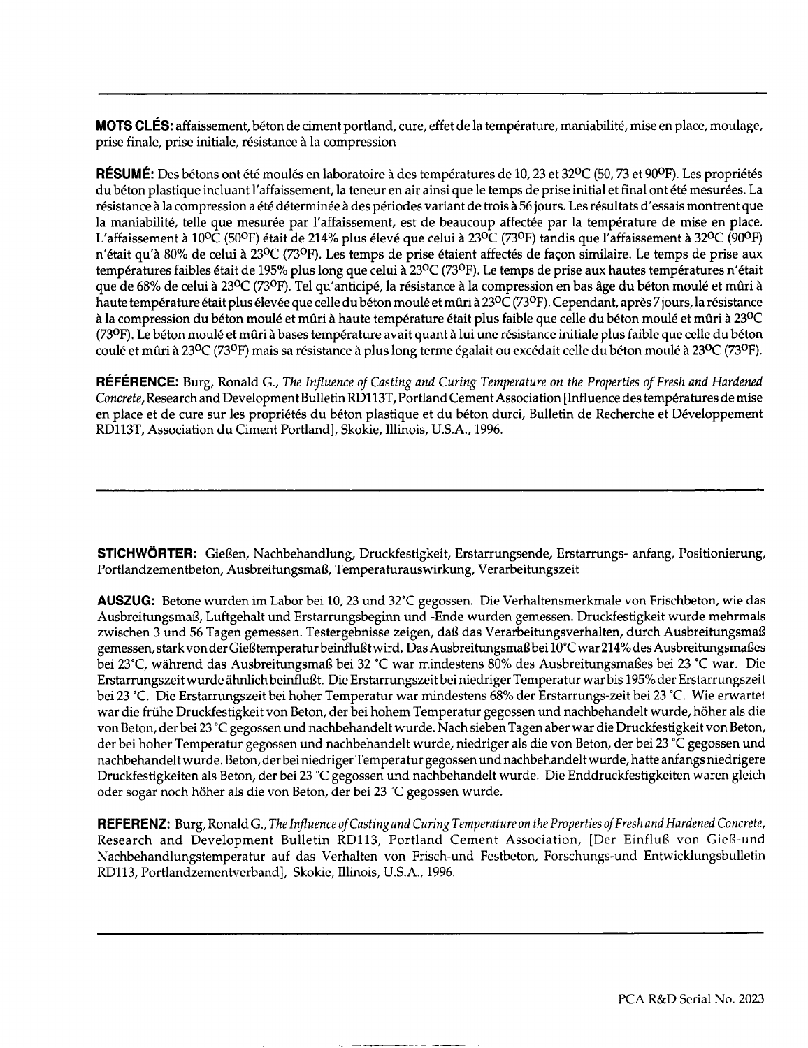**MOTS CLÉS:** affaissement, béton de ciment portland, cure, effet de la température, maniabilité, mise en place, moulage, prise finale, prise initiale, résistance à la compression

**RÉSUMÉ:** Des bétons ont été moulés en laboratoire à des températures de 10, 23 et 32°C (50, 73 et 90°F). Les propriétés du béton plastique incluant l'affaissement, la teneur en air ainsi que le temps de prise initial et final ont été mesurées. La résistance à la compression a été déterminée à des périodes variant de trois à 56 jours. Les résultats d'essais montrent que la maniabilité, telle que mesurée par l'affaissement, est de beaucoup affectée par la température de mise en place. L'affaissement à 10°C (50°F) était de 214% plus élevé que celui à 23°C (73°F) tandis que l'affaissement à 32°C (90°F) n'était qu'à 80% de celui à 23°C (73°F). Les temps de prise étaient affectés de façon similaire. Le temps de prise aux températures faibles était de 195% plus long que celui à 23°C (73°F). Le temps de prise aux hautes températures n'était que de 68% de celui à 23°C (73°F). Tel qu'anticipé, la résistance à la compression en bas âge du béton moulé et mûri à haute température était plus élevée que celle du béton moulé et mûri à 23°C (73°F). Cependant, après 7 jours, la résistance à la compression du béton moulé et mûri à haute température était plus faible que celle du béton moulé et mûri à 23°C (73°F). Le béton moulé et mûri à bases température avait quant à lui une résistance initiale plus faible que celle du béton coulé et mûri à 23°C (73°F) mais sa résistance à plus long terme égalait ou excédait celle du béton moulé à 23°C (73°F).

**RÉFÉRENCE:** Burg, Ronald G., *The Influence of Casting and Curing Temperature on the Properties of Fresh and Hardened Concrete*, Research and Development Bulletin RD113T, Portland Cement Association [Influence des températures de mise en place et de cure sur les propriétés du béton plastique et du béton durci, Bulletin de Recherche et Développement RD113T, Association du Ciment Portland], Skokie, Illinois, U.S.A., 1996.

---

**STICHWÖRTER:** Gießen, Nachbehandlung, Druckfestigkeit, Erstarrungsende, Erstarrungs- anfang, Positionierung, Portlandzementbeton, Ausbreitungsmaß, Temperaturauswirkung, Verarbeitungszeit

**AUSZUG:** Betone wurden im Labor bei 10, 23 und 32°C gegossen. Die Verhaltensmerkmale von Frischbeton, wie das Ausbreitungsmaß, Luftgehalt und Erstarrungsbeginn und -Ende wurden gemessen. Druckfestigkeit wurde mehrmals zwischen 3 und 56 Tagen gemessen. Testergebnisse zeigen, daß das Verarbeitungsverhalten, durch Ausbreitungsmaß gemessen, stark von der Gießtemperatur beinflußt wird. Das Ausbreitungsmaß bei 10°C war 214% des Ausbreitungsmaßes bei 23°C, während das Ausbreitungsmaß bei 32 °C war mindestens 80% des Ausbreitungsmaßes bei 23 °C war. Die Erstarrungszeit wurde ähnlich beinflußt. Die Erstarrungszeit bei niedriger Temperatur war bis 195% der Erstarrungszeit bei 23 °C. Die Erstarrungszeit bei hoher Temperatur war mindestens 68% der Erstarrungs-zeit bei 23 °C. Wie erwartet war die frühe Druckfestigkeit von Beton, der bei hohem Temperatur gegossen und nachbehandelt wurde, höher als die von Beton, der bei 23 °C gegossen und nachbehandelt wurde. Nach sieben Tagen aber war die Druckfestigkeit von Beton, der bei hoher Temperatur gegossen und nachbehandelt wurde, niedriger als die von Beton, der bei 23 °C gegossen und nachbehandelt wurde. Beton, der bei niedriger Temperatur gegossen und nachbehandelt wurde, hatte anfangs niedrigere Druckfestigkeiten als Beton, der bei 23 °C gegossen und nachbehandelt wurde. Die Enddruckfestigkeiten waren gleich oder sogar noch höher als die von Beton, der bei 23 °C gegossen wurde.

**REFERENZ:** Burg, Ronald G., *The Influence of Casting and Curing Temperature on the Properties of Fresh and Hardened Concrete*, Research and Development Bulletin RD113, Portland Cement Association, [Der Einfluß von Gieß-und Nachbehandlungstemperatur auf das Verhalten von Frisch-und Festbeton, Forschungs-und Entwicklungsbulletin RD113, Portlandzementverband], Skokie, Illinois, U.S.A., 1996.

---

PCA R&D Serial No. 2023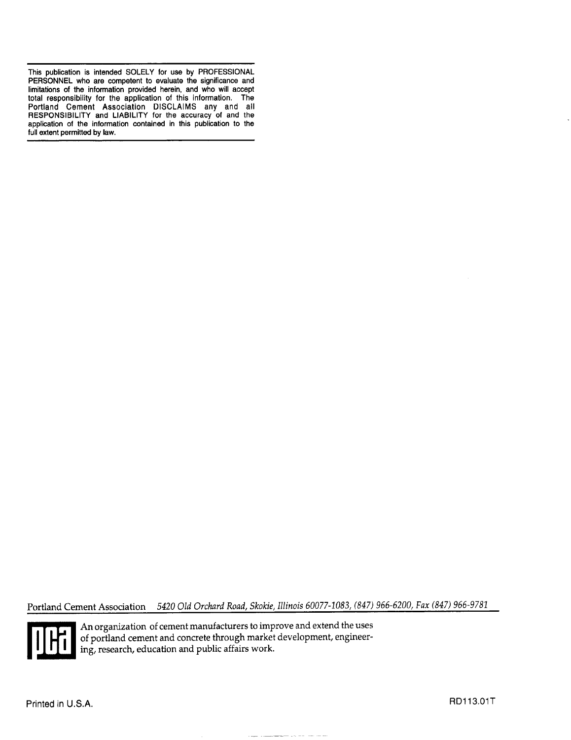This publication is intended SOLELY for use by PROFESSIONAL PERSONNEL who are competent to evaluate the significance and limitations of the information provided herein, and who will accept total responsibility for the application of this information. The Portland Cement Association DISCLAIMS any and all RESPONSIBILITY and LIABILITY for the accuracy of and the application of the information contained in this publication to the full extent permitted by law.

Portland Cement Association *5420 Old Orchard Road, Skokie, Illinois 60077-1083, (847) 966-6200, Fax (847) 966-9781*

An organization of cement manufacturers to improve and extend the uses of portland cement and concrete through market development, engineering, research, education and public affairs work.

Printed in U.S.A.

RD113.01T